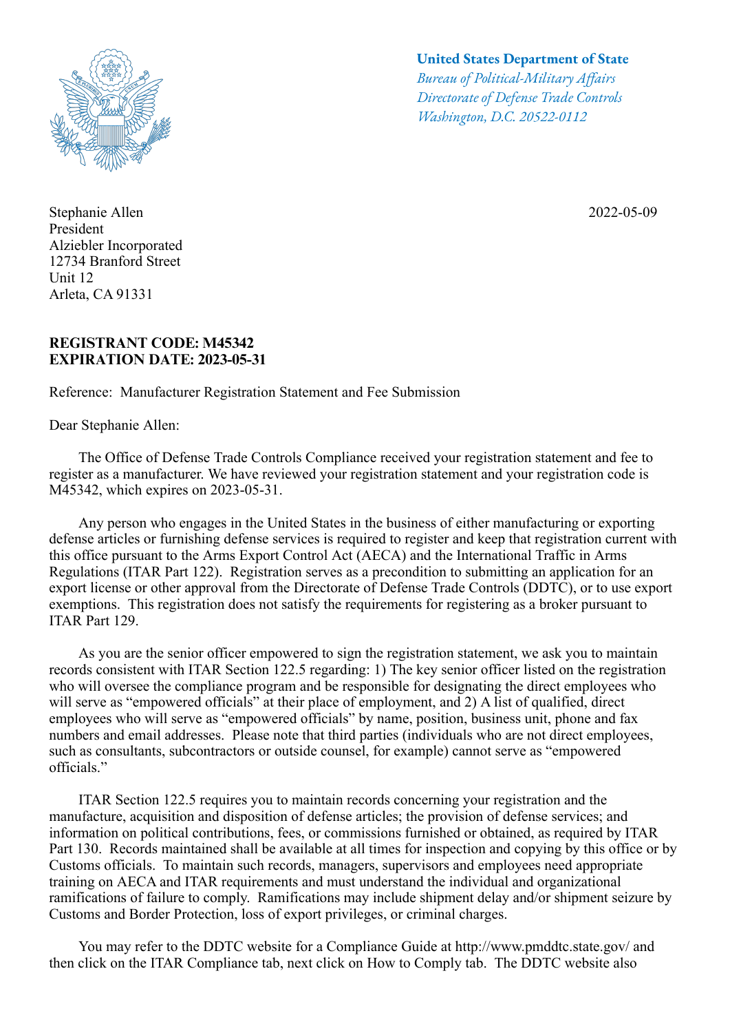**United States Department of State**
*Bureau of Political-Military Affairs*
*Directorate of Defense Trade Controls*
*Washington, D.C. 20522-0112*

Stephanie Allen
President
Alziebler Incorporated
12734 Branford Street
Unit 12
Arleta, CA 91331

2022-05-09

**REGISTRANT CODE: M45342**
**EXPIRATION DATE: 2023-05-31**

Reference: Manufacturer Registration Statement and Fee Submission

Dear Stephanie Allen:

The Office of Defense Trade Controls Compliance received your registration statement and fee to register as a manufacturer. We have reviewed your registration statement and your registration code is M45342, which expires on 2023-05-31.

Any person who engages in the United States in the business of either manufacturing or exporting defense articles or furnishing defense services is required to register and keep that registration current with this office pursuant to the Arms Export Control Act (AECA) and the International Traffic in Arms Regulations (ITAR Part 122). Registration serves as a precondition to submitting an application for an export license or other approval from the Directorate of Defense Trade Controls (DDTC), or to use export exemptions. This registration does not satisfy the requirements for registering as a broker pursuant to ITAR Part 129.

As you are the senior officer empowered to sign the registration statement, we ask you to maintain records consistent with ITAR Section 122.5 regarding: 1) The key senior officer listed on the registration who will oversee the compliance program and be responsible for designating the direct employees who will serve as "empowered officials" at their place of employment, and 2) A list of qualified, direct employees who will serve as "empowered officials" by name, position, business unit, phone and fax numbers and email addresses. Please note that third parties (individuals who are not direct employees, such as consultants, subcontractors or outside counsel, for example) cannot serve as "empowered officials."

ITAR Section 122.5 requires you to maintain records concerning your registration and the manufacture, acquisition and disposition of defense articles; the provision of defense services; and information on political contributions, fees, or commissions furnished or obtained, as required by ITAR Part 130. Records maintained shall be available at all times for inspection and copying by this office or by Customs officials. To maintain such records, managers, supervisors and employees need appropriate training on AECA and ITAR requirements and must understand the individual and organizational ramifications of failure to comply. Ramifications may include shipment delay and/or shipment seizure by Customs and Border Protection, loss of export privileges, or criminal charges.

You may refer to the DDTC website for a Compliance Guide at http://www.pmddtc.state.gov/ and then click on the ITAR Compliance tab, next click on How to Comply tab. The DDTC website also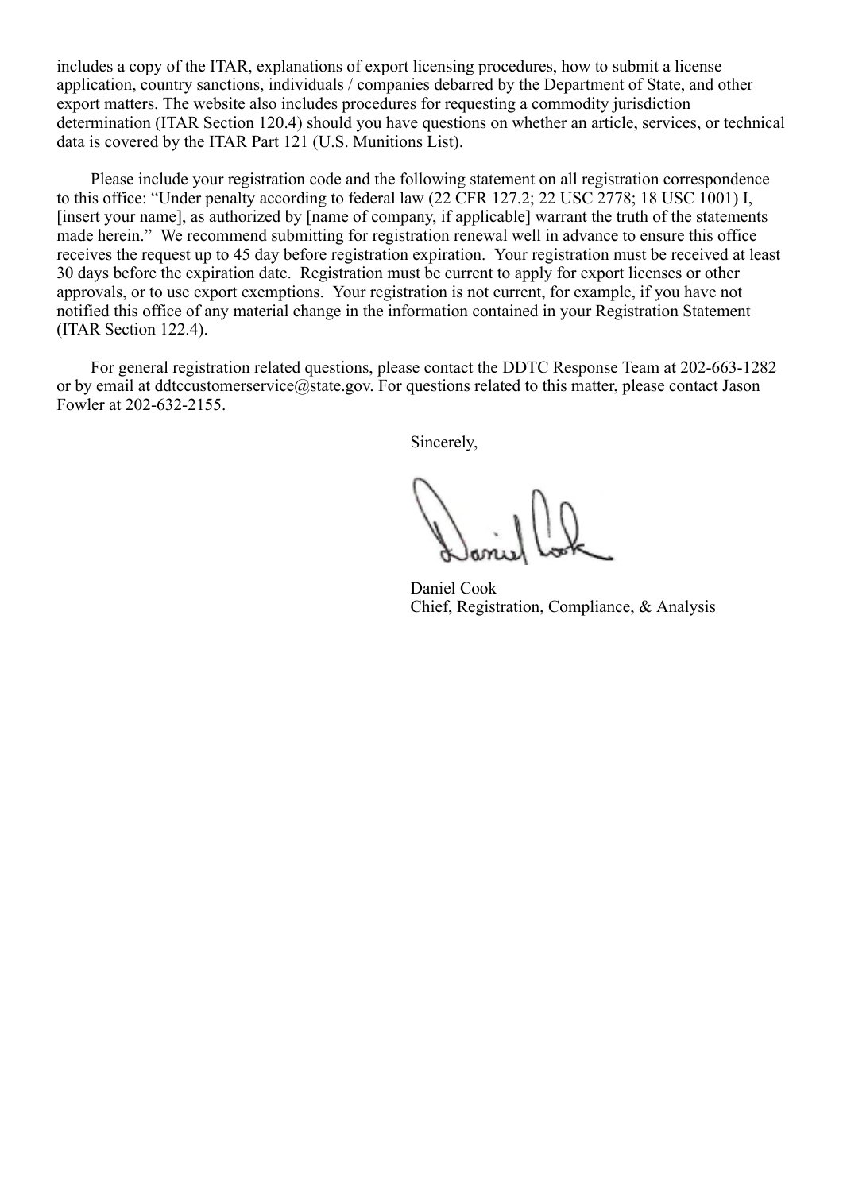includes a copy of the ITAR, explanations of export licensing procedures, how to submit a license application, country sanctions, individuals / companies debarred by the Department of State, and other export matters. The website also includes procedures for requesting a commodity jurisdiction determination (ITAR Section 120.4) should you have questions on whether an article, services, or technical data is covered by the ITAR Part 121 (U.S. Munitions List).

Please include your registration code and the following statement on all registration correspondence to this office: "Under penalty according to federal law (22 CFR 127.2; 22 USC 2778; 18 USC 1001) I, [insert your name], as authorized by [name of company, if applicable] warrant the truth of the statements made herein." We recommend submitting for registration renewal well in advance to ensure this office receives the request up to 45 day before registration expiration. Your registration must be received at least 30 days before the expiration date. Registration must be current to apply for export licenses or other approvals, or to use export exemptions. Your registration is not current, for example, if you have not notified this office of any material change in the information contained in your Registration Statement (ITAR Section 122.4).

For general registration related questions, please contact the DDTC Response Team at 202-663-1282 or by email at ddtccustomerservice@state.gov. For questions related to this matter, please contact Jason Fowler at 202-632-2155.

Sincerely,

Daniel Cook
Chief, Registration, Compliance, & Analysis